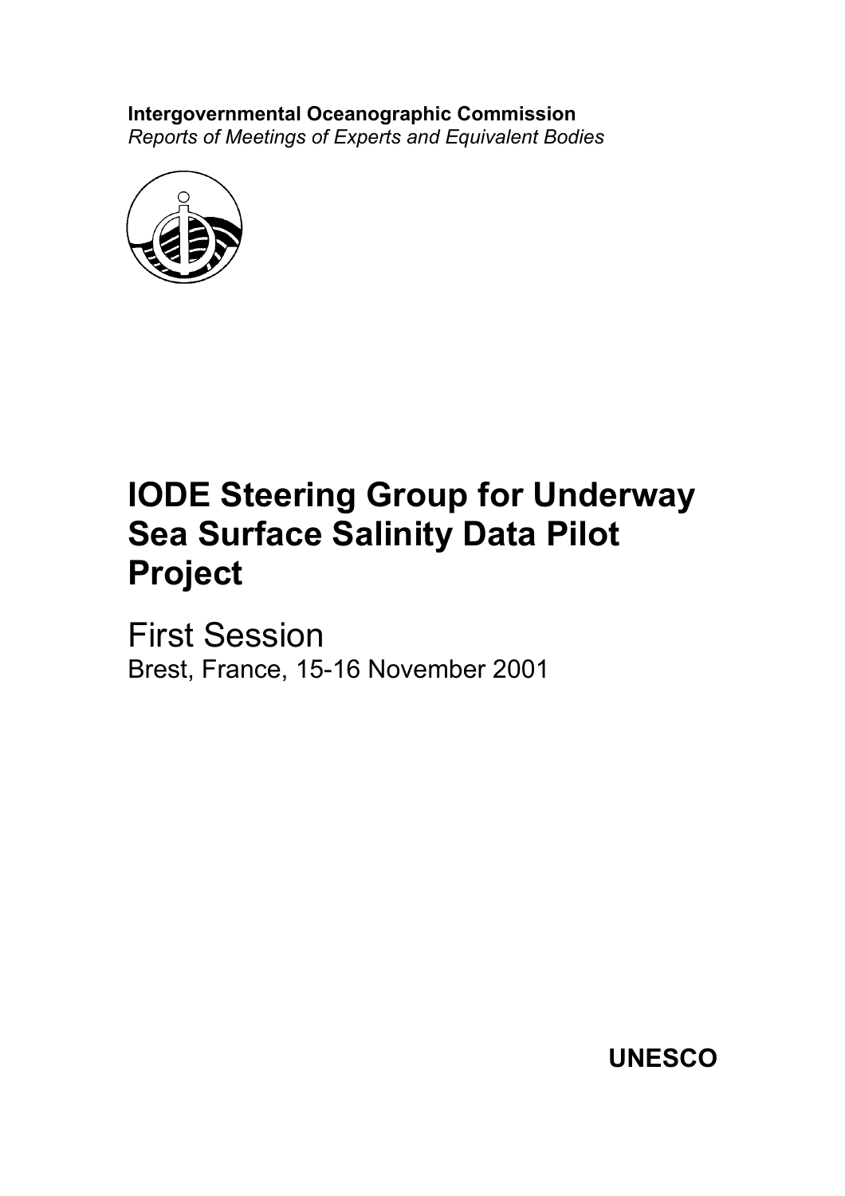**Intergovernmental Oceanographic Commission**
*Reports of Meetings of Experts and Equivalent Bodies*

# IODE Steering Group for Underway Sea Surface Salinity Data Pilot Project

## First Session

Brest, France, 15-16 November 2001

**UNESCO**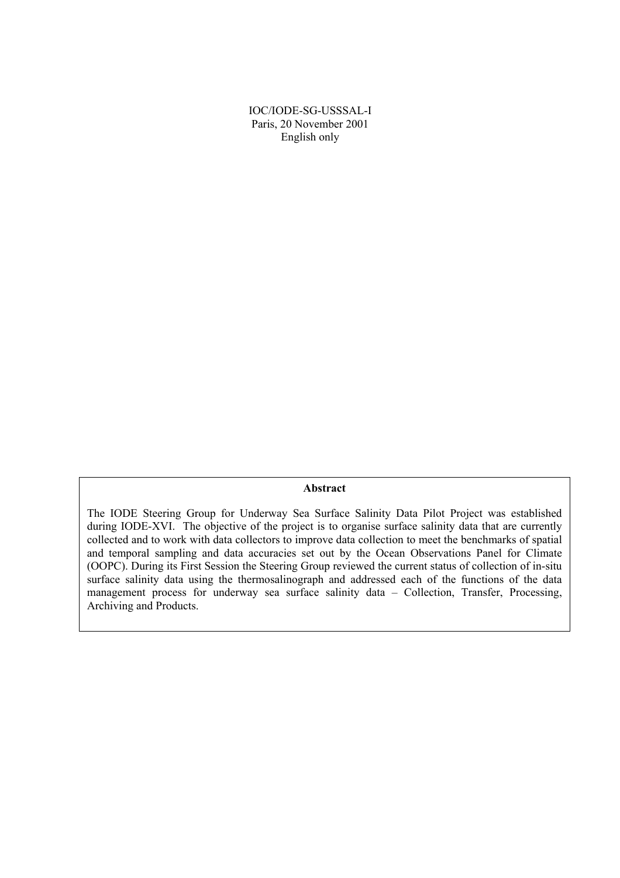IOC/IODE-SG-USSSAL-I
Paris, 20 November 2001
English only

**Abstract**

The IODE Steering Group for Underway Sea Surface Salinity Data Pilot Project was established during IODE-XVI. The objective of the project is to organise surface salinity data that are currently collected and to work with data collectors to improve data collection to meet the benchmarks of spatial and temporal sampling and data accuracies set out by the Ocean Observations Panel for Climate (OOPC). During its First Session the Steering Group reviewed the current status of collection of in-situ surface salinity data using the thermosalinograph and addressed each of the functions of the data management process for underway sea surface salinity data – Collection, Transfer, Processing, Archiving and Products.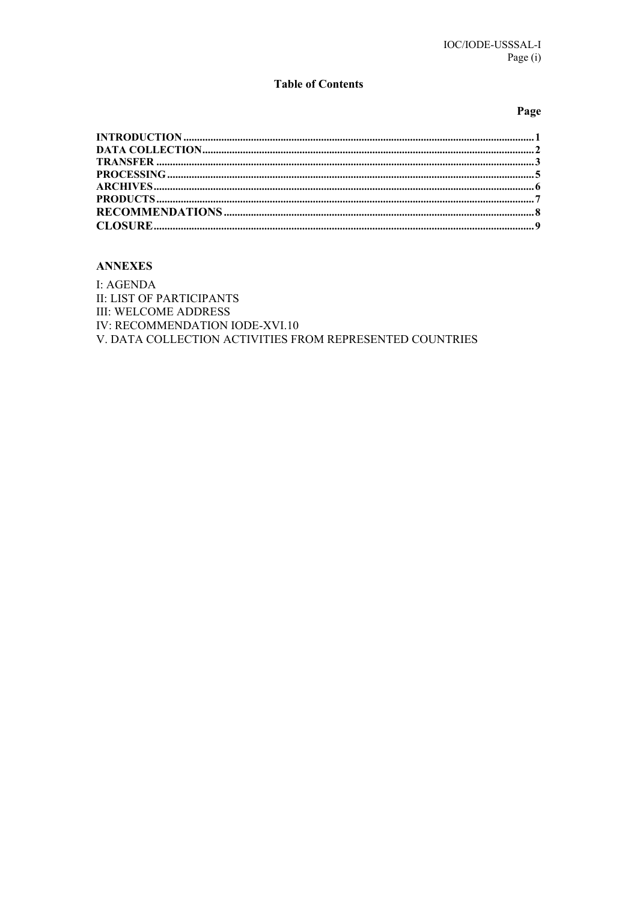**Table of Contents**

| | **Page** |
|---|---|
| **INTRODUCTION** | **1** |
| **DATA COLLECTION** | **2** |
| **TRANSFER** | **3** |
| **PROCESSING** | **5** |
| **ARCHIVES** | **6** |
| **PRODUCTS** | **7** |
| **RECOMMENDATIONS** | **8** |
| **CLOSURE** | **9** |

**ANNEXES**

I: AGENDA
II: LIST OF PARTICIPANTS
III: WELCOME ADDRESS
IV: RECOMMENDATION IODE-XVI.10
V. DATA COLLECTION ACTIVITIES FROM REPRESENTED COUNTRIES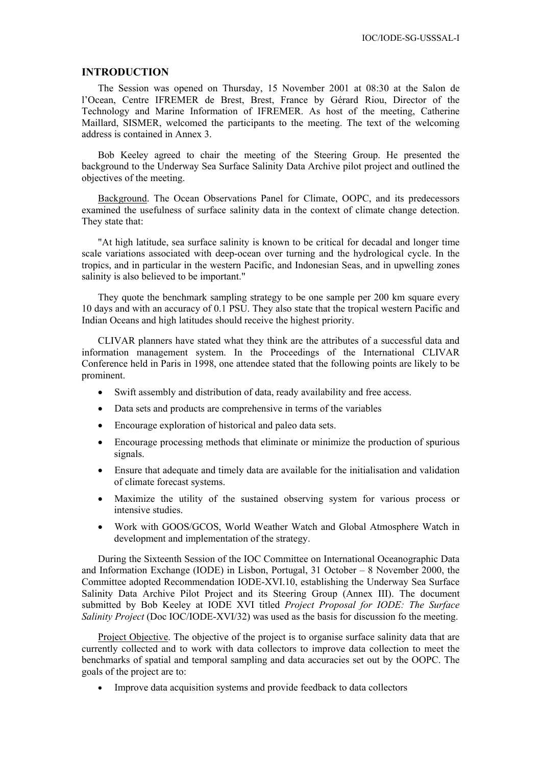## INTRODUCTION

The Session was opened on Thursday, 15 November 2001 at 08:30 at the Salon de l'Ocean, Centre IFREMER de Brest, Brest, France by Gérard Riou, Director of the Technology and Marine Information of IFREMER. As host of the meeting, Catherine Maillard, SISMER, welcomed the participants to the meeting. The text of the welcoming address is contained in Annex 3.

Bob Keeley agreed to chair the meeting of the Steering Group. He presented the background to the Underway Sea Surface Salinity Data Archive pilot project and outlined the objectives of the meeting.

Background. The Ocean Observations Panel for Climate, OOPC, and its predecessors examined the usefulness of surface salinity data in the context of climate change detection. They state that:

"At high latitude, sea surface salinity is known to be critical for decadal and longer time scale variations associated with deep-ocean over turning and the hydrological cycle. In the tropics, and in particular in the western Pacific, and Indonesian Seas, and in upwelling zones salinity is also believed to be important."

They quote the benchmark sampling strategy to be one sample per 200 km square every 10 days and with an accuracy of 0.1 PSU. They also state that the tropical western Pacific and Indian Oceans and high latitudes should receive the highest priority.

CLIVAR planners have stated what they think are the attributes of a successful data and information management system. In the Proceedings of the International CLIVAR Conference held in Paris in 1998, one attendee stated that the following points are likely to be prominent.

- Swift assembly and distribution of data, ready availability and free access.
- Data sets and products are comprehensive in terms of the variables
- Encourage exploration of historical and paleo data sets.
- Encourage processing methods that eliminate or minimize the production of spurious signals.
- Ensure that adequate and timely data are available for the initialisation and validation of climate forecast systems.
- Maximize the utility of the sustained observing system for various process or intensive studies.
- Work with GOOS/GCOS, World Weather Watch and Global Atmosphere Watch in development and implementation of the strategy.

During the Sixteenth Session of the IOC Committee on International Oceanographic Data and Information Exchange (IODE) in Lisbon, Portugal, 31 October – 8 November 2000, the Committee adopted Recommendation IODE-XVI.10, establishing the Underway Sea Surface Salinity Data Archive Pilot Project and its Steering Group (Annex III). The document submitted by Bob Keeley at IODE XVI titled *Project Proposal for IODE: The Surface Salinity Project* (Doc IOC/IODE-XVI/32) was used as the basis for discussion fo the meeting.

Project Objective. The objective of the project is to organise surface salinity data that are currently collected and to work with data collectors to improve data collection to meet the benchmarks of spatial and temporal sampling and data accuracies set out by the OOPC. The goals of the project are to:

- Improve data acquisition systems and provide feedback to data collectors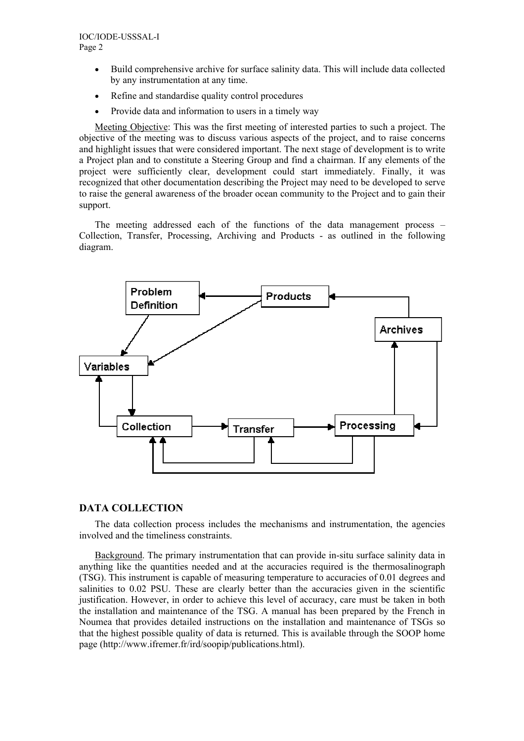- Build comprehensive archive for surface salinity data. This will include data collected by any instrumentation at any time.
- Refine and standardise quality control procedures
- Provide data and information to users in a timely way

Meeting Objective: This was the first meeting of interested parties to such a project. The objective of the meeting was to discuss various aspects of the project, and to raise concerns and highlight issues that were considered important. The next stage of development is to write a Project plan and to constitute a Steering Group and find a chairman. If any elements of the project were sufficiently clear, development could start immediately. Finally, it was recognized that other documentation describing the Project may need to be developed to serve to raise the general awareness of the broader ocean community to the Project and to gain their support.

The meeting addressed each of the functions of the data management process – Collection, Transfer, Processing, Archiving and Products - as outlined in the following diagram.

Problem Definition

Products

Archives

Variables

Collection

Transfer

Processing

## DATA COLLECTION

The data collection process includes the mechanisms and instrumentation, the agencies involved and the timeliness constraints.

Background. The primary instrumentation that can provide in-situ surface salinity data in anything like the quantities needed and at the accuracies required is the thermosalinograph (TSG). This instrument is capable of measuring temperature to accuracies of 0.01 degrees and salinities to 0.02 PSU. These are clearly better than the accuracies given in the scientific justification. However, in order to achieve this level of accuracy, care must be taken in both the installation and maintenance of the TSG. A manual has been prepared by the French in Noumea that provides detailed instructions on the installation and maintenance of TSGs so that the highest possible quality of data is returned. This is available through the SOOP home page (http://www.ifremer.fr/ird/soopip/publications.html).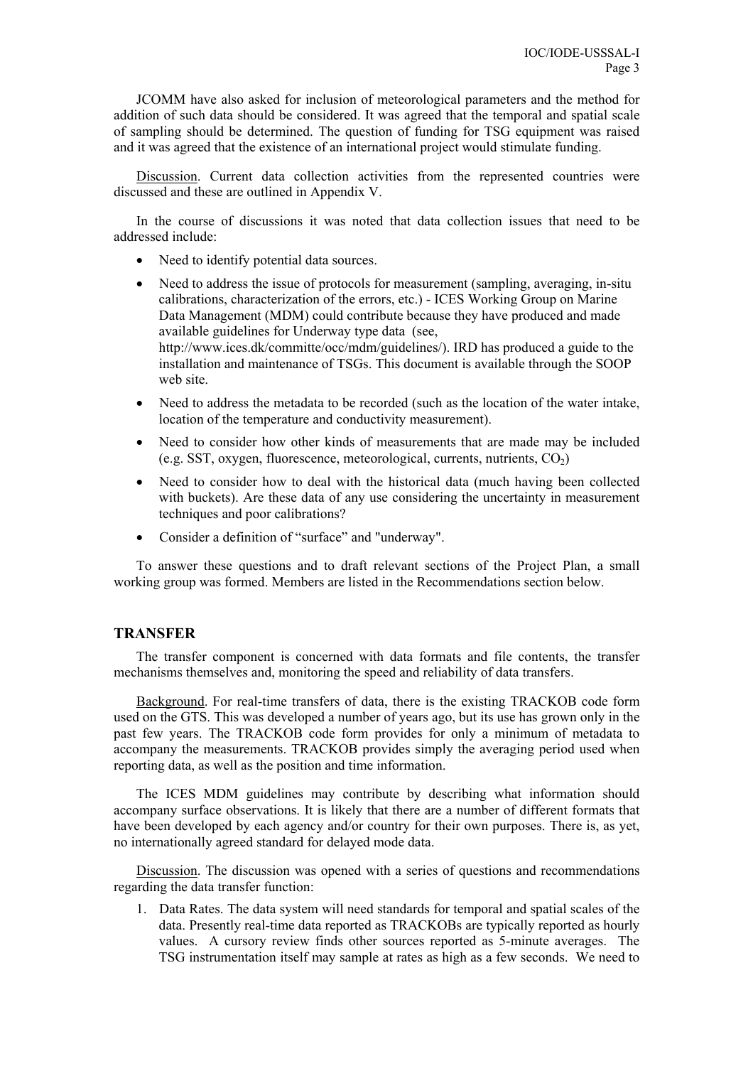JCOMM have also asked for inclusion of meteorological parameters and the method for addition of such data should be considered. It was agreed that the temporal and spatial scale of sampling should be determined. The question of funding for TSG equipment was raised and it was agreed that the existence of an international project would stimulate funding.

Discussion. Current data collection activities from the represented countries were discussed and these are outlined in Appendix V.

In the course of discussions it was noted that data collection issues that need to be addressed include:

- Need to identify potential data sources.
- Need to address the issue of protocols for measurement (sampling, averaging, in-situ calibrations, characterization of the errors, etc.) - ICES Working Group on Marine Data Management (MDM) could contribute because they have produced and made available guidelines for Underway type data (see, http://www.ices.dk/committe/occ/mdm/guidelines/). IRD has produced a guide to the installation and maintenance of TSGs. This document is available through the SOOP web site.
- Need to address the metadata to be recorded (such as the location of the water intake, location of the temperature and conductivity measurement).
- Need to consider how other kinds of measurements that are made may be included (e.g. SST, oxygen, fluorescence, meteorological, currents, nutrients, $CO_2$)
- Need to consider how to deal with the historical data (much having been collected with buckets). Are these data of any use considering the uncertainty in measurement techniques and poor calibrations?
- Consider a definition of "surface" and "underway".

To answer these questions and to draft relevant sections of the Project Plan, a small working group was formed. Members are listed in the Recommendations section below.

## TRANSFER

The transfer component is concerned with data formats and file contents, the transfer mechanisms themselves and, monitoring the speed and reliability of data transfers.

Background. For real-time transfers of data, there is the existing TRACKOB code form used on the GTS. This was developed a number of years ago, but its use has grown only in the past few years. The TRACKOB code form provides for only a minimum of metadata to accompany the measurements. TRACKOB provides simply the averaging period used when reporting data, as well as the position and time information.

The ICES MDM guidelines may contribute by describing what information should accompany surface observations. It is likely that there are a number of different formats that have been developed by each agency and/or country for their own purposes. There is, as yet, no internationally agreed standard for delayed mode data.

Discussion. The discussion was opened with a series of questions and recommendations regarding the data transfer function:

1. Data Rates. The data system will need standards for temporal and spatial scales of the data. Presently real-time data reported as TRACKOBs are typically reported as hourly values. A cursory review finds other sources reported as 5-minute averages. The TSG instrumentation itself may sample at rates as high as a few seconds. We need to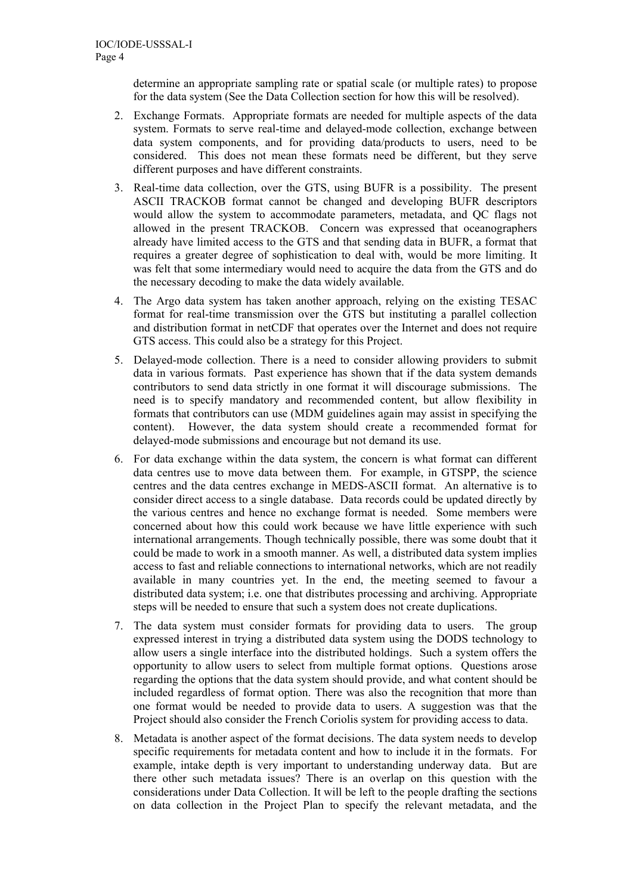determine an appropriate sampling rate or spatial scale (or multiple rates) to propose for the data system (See the Data Collection section for how this will be resolved).

2. Exchange Formats. Appropriate formats are needed for multiple aspects of the data system. Formats to serve real-time and delayed-mode collection, exchange between data system components, and for providing data/products to users, need to be considered. This does not mean these formats need be different, but they serve different purposes and have different constraints.

3. Real-time data collection, over the GTS, using BUFR is a possibility. The present ASCII TRACKOB format cannot be changed and developing BUFR descriptors would allow the system to accommodate parameters, metadata, and QC flags not allowed in the present TRACKOB. Concern was expressed that oceanographers already have limited access to the GTS and that sending data in BUFR, a format that requires a greater degree of sophistication to deal with, would be more limiting. It was felt that some intermediary would need to acquire the data from the GTS and do the necessary decoding to make the data widely available.

4. The Argo data system has taken another approach, relying on the existing TESAC format for real-time transmission over the GTS but instituting a parallel collection and distribution format in netCDF that operates over the Internet and does not require GTS access. This could also be a strategy for this Project.

5. Delayed-mode collection. There is a need to consider allowing providers to submit data in various formats. Past experience has shown that if the data system demands contributors to send data strictly in one format it will discourage submissions. The need is to specify mandatory and recommended content, but allow flexibility in formats that contributors can use (MDM guidelines again may assist in specifying the content). However, the data system should create a recommended format for delayed-mode submissions and encourage but not demand its use.

6. For data exchange within the data system, the concern is what format can different data centres use to move data between them. For example, in GTSPP, the science centres and the data centres exchange in MEDS-ASCII format. An alternative is to consider direct access to a single database. Data records could be updated directly by the various centres and hence no exchange format is needed. Some members were concerned about how this could work because we have little experience with such international arrangements. Though technically possible, there was some doubt that it could be made to work in a smooth manner. As well, a distributed data system implies access to fast and reliable connections to international networks, which are not readily available in many countries yet. In the end, the meeting seemed to favour a distributed data system; i.e. one that distributes processing and archiving. Appropriate steps will be needed to ensure that such a system does not create duplications.

7. The data system must consider formats for providing data to users. The group expressed interest in trying a distributed data system using the DODS technology to allow users a single interface into the distributed holdings. Such a system offers the opportunity to allow users to select from multiple format options. Questions arose regarding the options that the data system should provide, and what content should be included regardless of format option. There was also the recognition that more than one format would be needed to provide data to users. A suggestion was that the Project should also consider the French Coriolis system for providing access to data.

8. Metadata is another aspect of the format decisions. The data system needs to develop specific requirements for metadata content and how to include it in the formats. For example, intake depth is very important to understanding underway data. But are there other such metadata issues? There is an overlap on this question with the considerations under Data Collection. It will be left to the people drafting the sections on data collection in the Project Plan to specify the relevant metadata, and the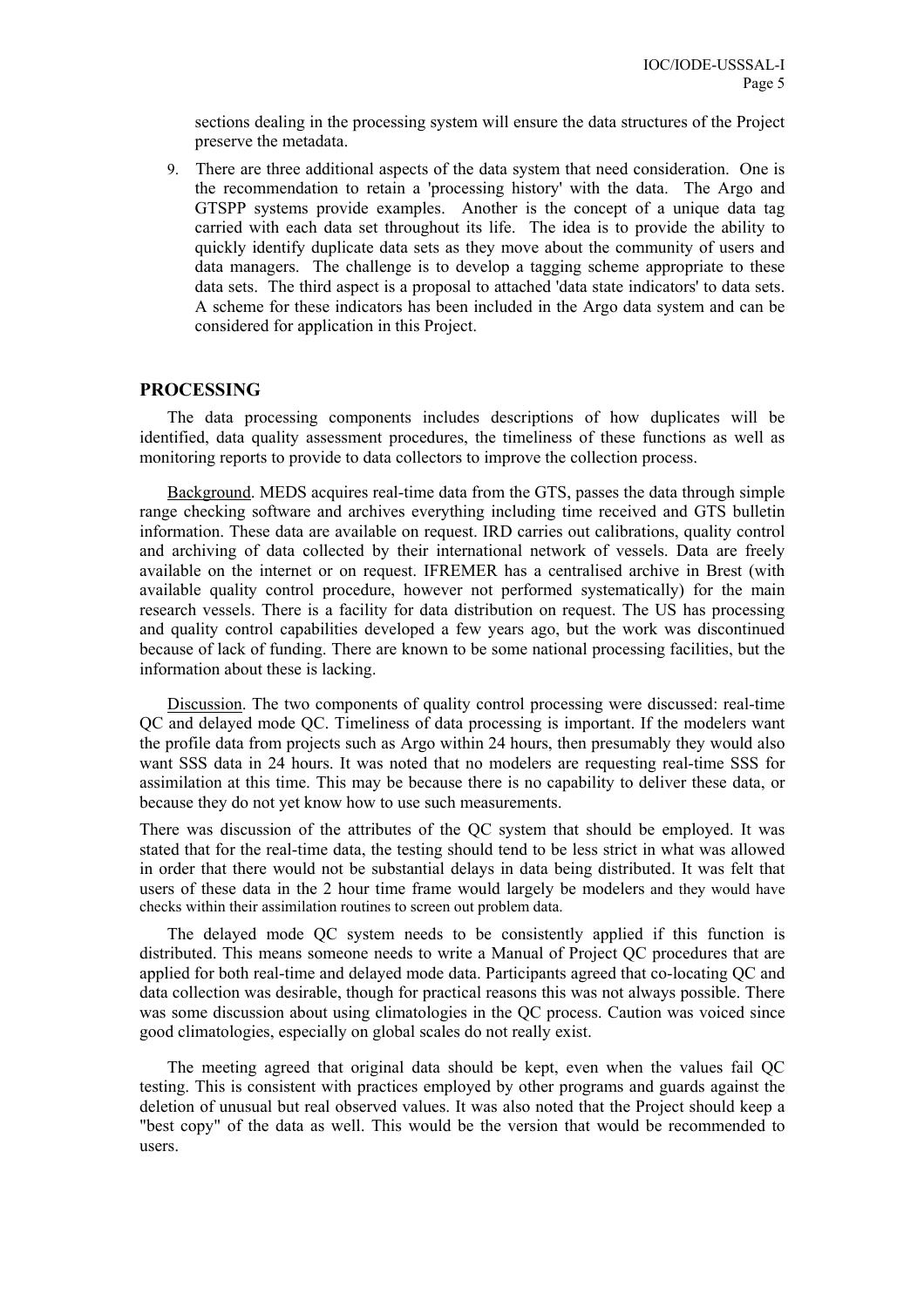sections dealing in the processing system will ensure the data structures of the Project preserve the metadata.

9. There are three additional aspects of the data system that need consideration. One is the recommendation to retain a 'processing history' with the data. The Argo and GTSPP systems provide examples. Another is the concept of a unique data tag carried with each data set throughout its life. The idea is to provide the ability to quickly identify duplicate data sets as they move about the community of users and data managers. The challenge is to develop a tagging scheme appropriate to these data sets. The third aspect is a proposal to attached 'data state indicators' to data sets. A scheme for these indicators has been included in the Argo data system and can be considered for application in this Project.

## PROCESSING

The data processing components includes descriptions of how duplicates will be identified, data quality assessment procedures, the timeliness of these functions as well as monitoring reports to provide to data collectors to improve the collection process.

Background. MEDS acquires real-time data from the GTS, passes the data through simple range checking software and archives everything including time received and GTS bulletin information. These data are available on request. IRD carries out calibrations, quality control and archiving of data collected by their international network of vessels. Data are freely available on the internet or on request. IFREMER has a centralised archive in Brest (with available quality control procedure, however not performed systematically) for the main research vessels. There is a facility for data distribution on request. The US has processing and quality control capabilities developed a few years ago, but the work was discontinued because of lack of funding. There are known to be some national processing facilities, but the information about these is lacking.

Discussion. The two components of quality control processing were discussed: real-time QC and delayed mode QC. Timeliness of data processing is important. If the modelers want the profile data from projects such as Argo within 24 hours, then presumably they would also want SSS data in 24 hours. It was noted that no modelers are requesting real-time SSS for assimilation at this time. This may be because there is no capability to deliver these data, or because they do not yet know how to use such measurements.

There was discussion of the attributes of the QC system that should be employed. It was stated that for the real-time data, the testing should tend to be less strict in what was allowed in order that there would not be substantial delays in data being distributed. It was felt that users of these data in the 2 hour time frame would largely be modelers and they would have checks within their assimilation routines to screen out problem data.

The delayed mode QC system needs to be consistently applied if this function is distributed. This means someone needs to write a Manual of Project QC procedures that are applied for both real-time and delayed mode data. Participants agreed that co-locating QC and data collection was desirable, though for practical reasons this was not always possible. There was some discussion about using climatologies in the QC process. Caution was voiced since good climatologies, especially on global scales do not really exist.

The meeting agreed that original data should be kept, even when the values fail QC testing. This is consistent with practices employed by other programs and guards against the deletion of unusual but real observed values. It was also noted that the Project should keep a "best copy" of the data as well. This would be the version that would be recommended to users.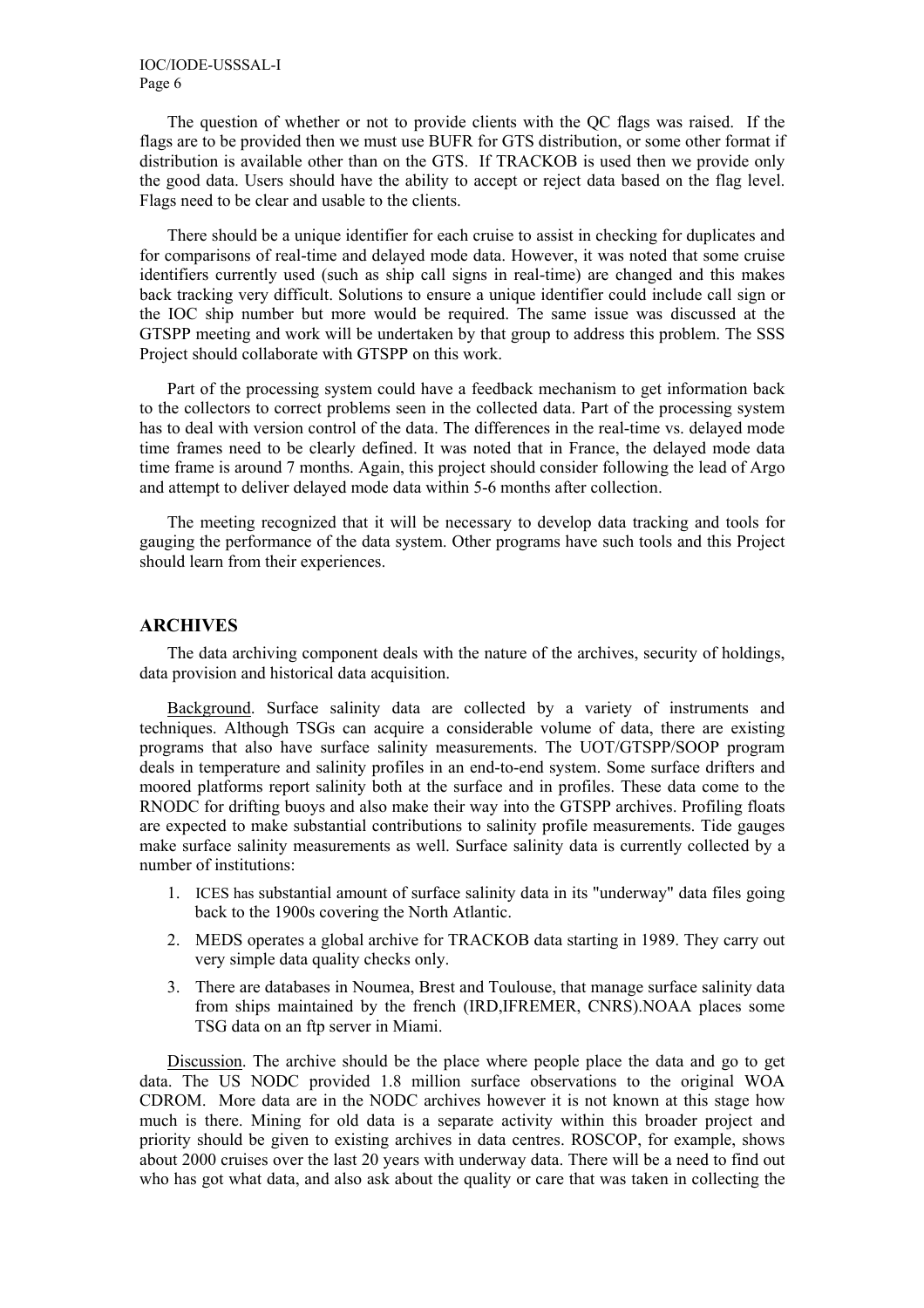The question of whether or not to provide clients with the QC flags was raised. If the flags are to be provided then we must use BUFR for GTS distribution, or some other format if distribution is available other than on the GTS. If TRACKOB is used then we provide only the good data. Users should have the ability to accept or reject data based on the flag level. Flags need to be clear and usable to the clients.

There should be a unique identifier for each cruise to assist in checking for duplicates and for comparisons of real-time and delayed mode data. However, it was noted that some cruise identifiers currently used (such as ship call signs in real-time) are changed and this makes back tracking very difficult. Solutions to ensure a unique identifier could include call sign or the IOC ship number but more would be required. The same issue was discussed at the GTSPP meeting and work will be undertaken by that group to address this problem. The SSS Project should collaborate with GTSPP on this work.

Part of the processing system could have a feedback mechanism to get information back to the collectors to correct problems seen in the collected data. Part of the processing system has to deal with version control of the data. The differences in the real-time vs. delayed mode time frames need to be clearly defined. It was noted that in France, the delayed mode data time frame is around 7 months. Again, this project should consider following the lead of Argo and attempt to deliver delayed mode data within 5-6 months after collection.

The meeting recognized that it will be necessary to develop data tracking and tools for gauging the performance of the data system. Other programs have such tools and this Project should learn from their experiences.

## ARCHIVES

The data archiving component deals with the nature of the archives, security of holdings, data provision and historical data acquisition.

Background. Surface salinity data are collected by a variety of instruments and techniques. Although TSGs can acquire a considerable volume of data, there are existing programs that also have surface salinity measurements. The UOT/GTSPP/SOOP program deals in temperature and salinity profiles in an end-to-end system. Some surface drifters and moored platforms report salinity both at the surface and in profiles. These data come to the RNODC for drifting buoys and also make their way into the GTSPP archives. Profiling floats are expected to make substantial contributions to salinity profile measurements. Tide gauges make surface salinity measurements as well. Surface salinity data is currently collected by a number of institutions:

1. ICES has substantial amount of surface salinity data in its "underway" data files going back to the 1900s covering the North Atlantic.
2. MEDS operates a global archive for TRACKOB data starting in 1989. They carry out very simple data quality checks only.
3. There are databases in Noumea, Brest and Toulouse, that manage surface salinity data from ships maintained by the french (IRD,IFREMER, CNRS).NOAA places some TSG data on an ftp server in Miami.

Discussion. The archive should be the place where people place the data and go to get data. The US NODC provided 1.8 million surface observations to the original WOA CDROM. More data are in the NODC archives however it is not known at this stage how much is there. Mining for old data is a separate activity within this broader project and priority should be given to existing archives in data centres. ROSCOP, for example, shows about 2000 cruises over the last 20 years with underway data. There will be a need to find out who has got what data, and also ask about the quality or care that was taken in collecting the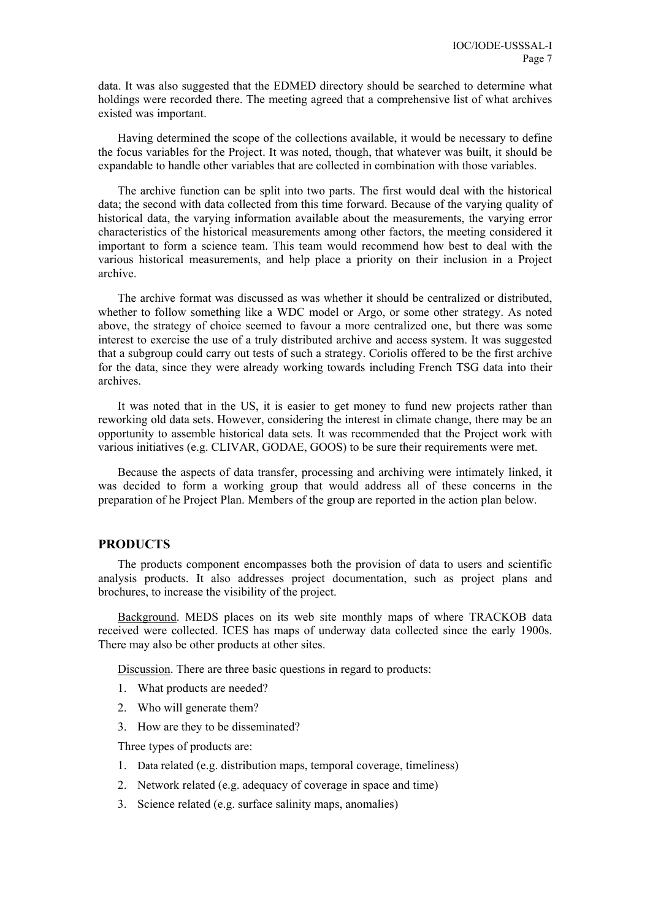data. It was also suggested that the EDMED directory should be searched to determine what holdings were recorded there. The meeting agreed that a comprehensive list of what archives existed was important.

Having determined the scope of the collections available, it would be necessary to define the focus variables for the Project. It was noted, though, that whatever was built, it should be expandable to handle other variables that are collected in combination with those variables.

The archive function can be split into two parts. The first would deal with the historical data; the second with data collected from this time forward. Because of the varying quality of historical data, the varying information available about the measurements, the varying error characteristics of the historical measurements among other factors, the meeting considered it important to form a science team. This team would recommend how best to deal with the various historical measurements, and help place a priority on their inclusion in a Project archive.

The archive format was discussed as was whether it should be centralized or distributed, whether to follow something like a WDC model or Argo, or some other strategy. As noted above, the strategy of choice seemed to favour a more centralized one, but there was some interest to exercise the use of a truly distributed archive and access system. It was suggested that a subgroup could carry out tests of such a strategy. Coriolis offered to be the first archive for the data, since they were already working towards including French TSG data into their archives.

It was noted that in the US, it is easier to get money to fund new projects rather than reworking old data sets. However, considering the interest in climate change, there may be an opportunity to assemble historical data sets. It was recommended that the Project work with various initiatives (e.g. CLIVAR, GODAE, GOOS) to be sure their requirements were met.

Because the aspects of data transfer, processing and archiving were intimately linked, it was decided to form a working group that would address all of these concerns in the preparation of he Project Plan. Members of the group are reported in the action plan below.

## PRODUCTS

The products component encompasses both the provision of data to users and scientific analysis products. It also addresses project documentation, such as project plans and brochures, to increase the visibility of the project.

Background. MEDS places on its web site monthly maps of where TRACKOB data received were collected. ICES has maps of underway data collected since the early 1900s. There may also be other products at other sites.

Discussion. There are three basic questions in regard to products:

1. What products are needed?
2. Who will generate them?
3. How are they to be disseminated?

Three types of products are:

1. Data related (e.g. distribution maps, temporal coverage, timeliness)
2. Network related (e.g. adequacy of coverage in space and time)
3. Science related (e.g. surface salinity maps, anomalies)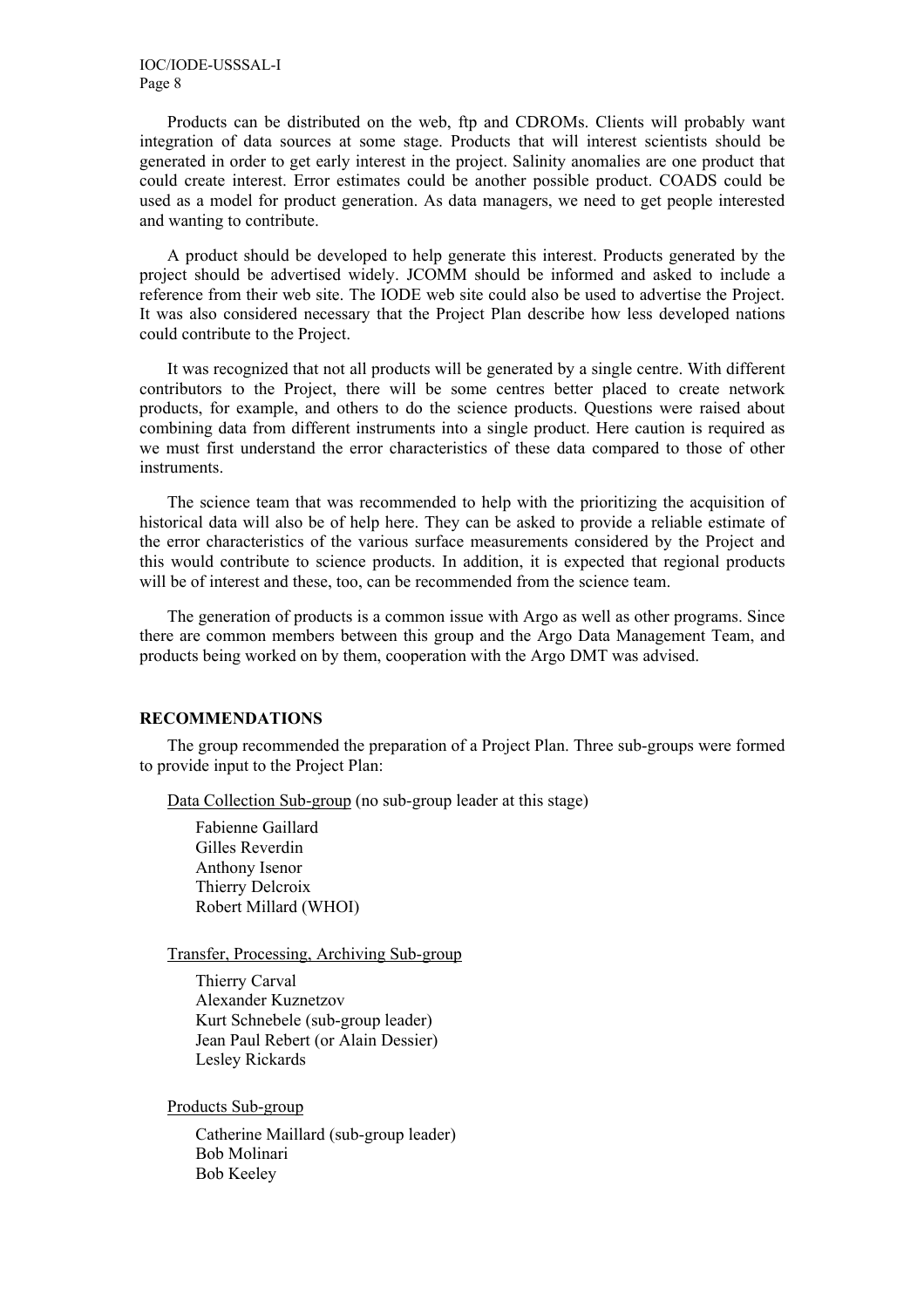Products can be distributed on the web, ftp and CDROMs. Clients will probably want integration of data sources at some stage. Products that will interest scientists should be generated in order to get early interest in the project. Salinity anomalies are one product that could create interest. Error estimates could be another possible product. COADS could be used as a model for product generation. As data managers, we need to get people interested and wanting to contribute.

A product should be developed to help generate this interest. Products generated by the project should be advertised widely. JCOMM should be informed and asked to include a reference from their web site. The IODE web site could also be used to advertise the Project. It was also considered necessary that the Project Plan describe how less developed nations could contribute to the Project.

It was recognized that not all products will be generated by a single centre. With different contributors to the Project, there will be some centres better placed to create network products, for example, and others to do the science products. Questions were raised about combining data from different instruments into a single product. Here caution is required as we must first understand the error characteristics of these data compared to those of other instruments.

The science team that was recommended to help with the prioritizing the acquisition of historical data will also be of help here. They can be asked to provide a reliable estimate of the error characteristics of the various surface measurements considered by the Project and this would contribute to science products. In addition, it is expected that regional products will be of interest and these, too, can be recommended from the science team.

The generation of products is a common issue with Argo as well as other programs. Since there are common members between this group and the Argo Data Management Team, and products being worked on by them, cooperation with the Argo DMT was advised.

## RECOMMENDATIONS

The group recommended the preparation of a Project Plan. Three sub-groups were formed to provide input to the Project Plan:

Data Collection Sub-group (no sub-group leader at this stage)

- Fabienne Gaillard
- Gilles Reverdin
- Anthony Isenor
- Thierry Delcroix
- Robert Millard (WHOI)

Transfer, Processing, Archiving Sub-group

- Thierry Carval
- Alexander Kuznetzov
- Kurt Schnebele (sub-group leader)
- Jean Paul Rebert (or Alain Dessier)
- Lesley Rickards

Products Sub-group

- Catherine Maillard (sub-group leader)
- Bob Molinari
- Bob Keeley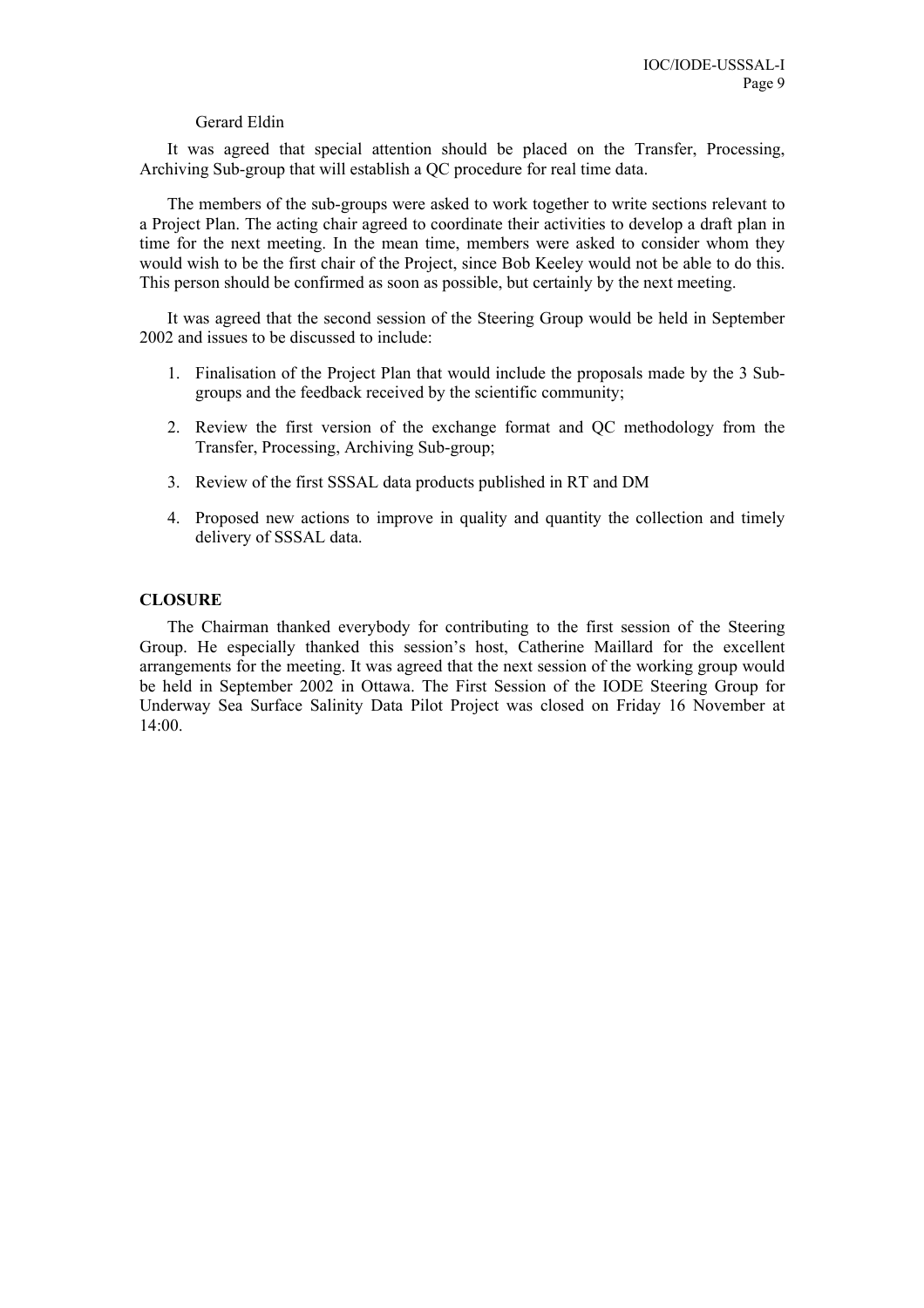Gerard Eldin

It was agreed that special attention should be placed on the Transfer, Processing, Archiving Sub-group that will establish a QC procedure for real time data.

The members of the sub-groups were asked to work together to write sections relevant to a Project Plan. The acting chair agreed to coordinate their activities to develop a draft plan in time for the next meeting. In the mean time, members were asked to consider whom they would wish to be the first chair of the Project, since Bob Keeley would not be able to do this. This person should be confirmed as soon as possible, but certainly by the next meeting.

It was agreed that the second session of the Steering Group would be held in September 2002 and issues to be discussed to include:

1. Finalisation of the Project Plan that would include the proposals made by the 3 Sub-groups and the feedback received by the scientific community;

2. Review the first version of the exchange format and QC methodology from the Transfer, Processing, Archiving Sub-group;

3. Review of the first SSSAL data products published in RT and DM

4. Proposed new actions to improve in quality and quantity the collection and timely delivery of SSSAL data.

## CLOSURE

The Chairman thanked everybody for contributing to the first session of the Steering Group. He especially thanked this session's host, Catherine Maillard for the excellent arrangements for the meeting. It was agreed that the next session of the working group would be held in September 2002 in Ottawa. The First Session of the IODE Steering Group for Underway Sea Surface Salinity Data Pilot Project was closed on Friday 16 November at 14:00.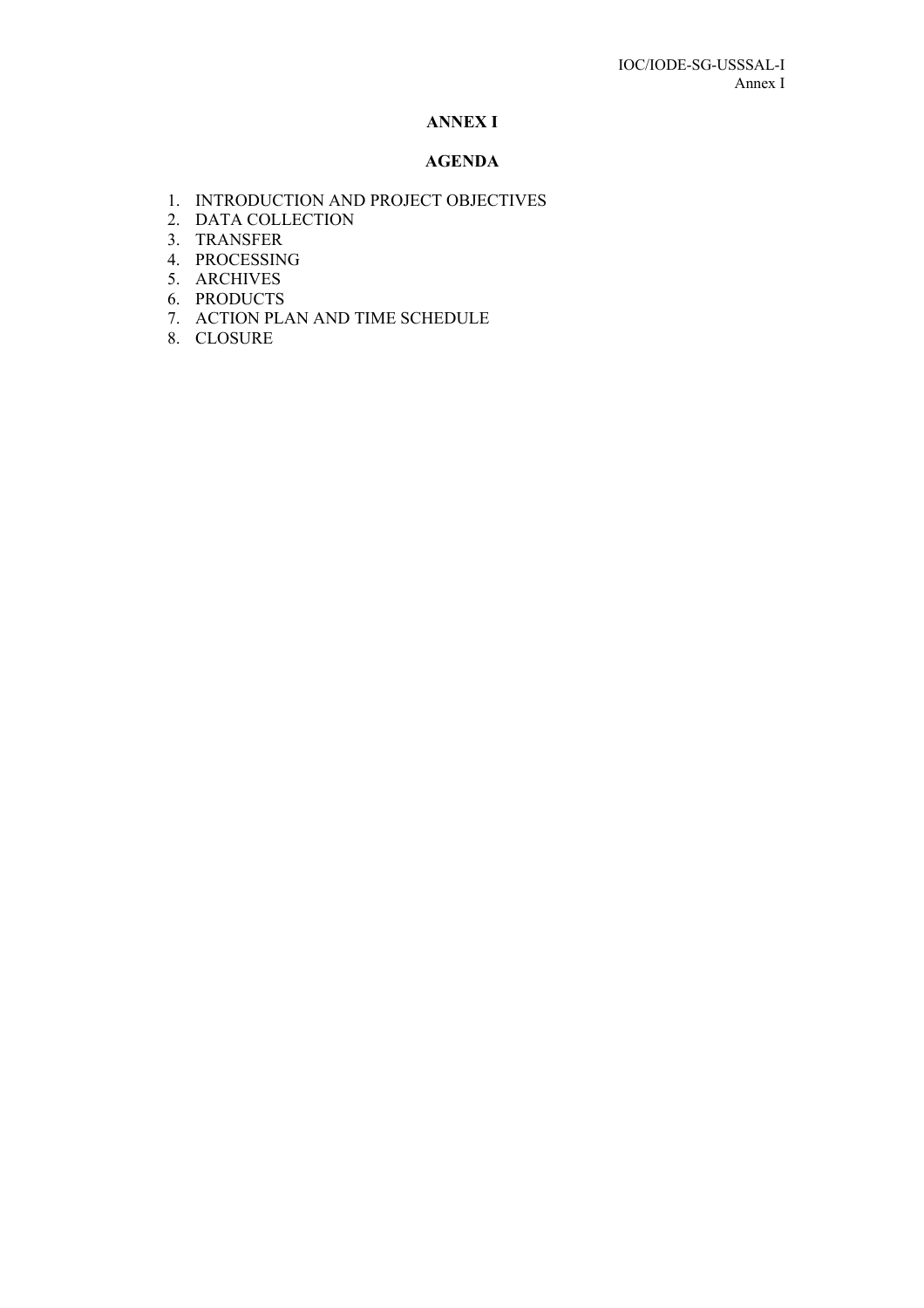# ANNEX I

## AGENDA

1. INTRODUCTION AND PROJECT OBJECTIVES
2. DATA COLLECTION
3. TRANSFER
4. PROCESSING
5. ARCHIVES
6. PRODUCTS
7. ACTION PLAN AND TIME SCHEDULE
8. CLOSURE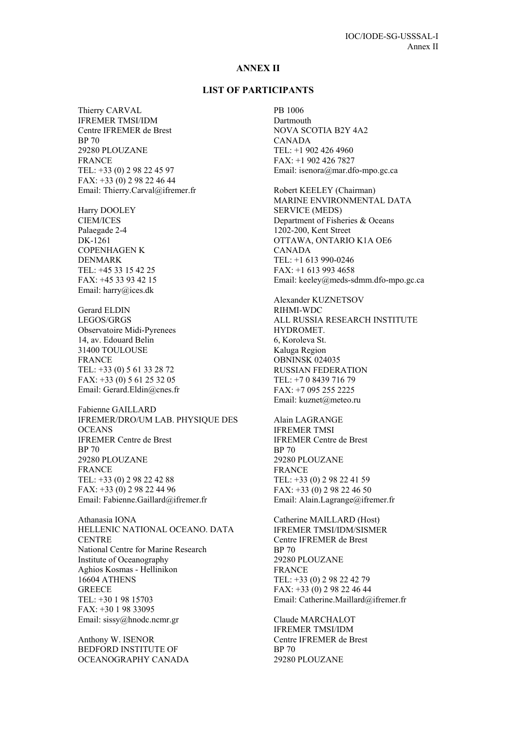## ANNEX II

## LIST OF PARTICIPANTS

Thierry CARVAL
IFREMER TMSI/IDM
Centre IFREMER de Brest
BP 70
29280 PLOUZANE
FRANCE
TEL: +33 (0) 2 98 22 45 97
FAX: +33 (0) 2 98 22 46 44
Email: Thierry.Carval@ifremer.fr

Harry DOOLEY
CIEM/ICES
Palaegade 2-4
DK-1261
COPENHAGEN K
DENMARK
TEL: +45 33 15 42 25
FAX: +45 33 93 42 15
Email: harry@ices.dk

Gerard ELDIN
LEGOS/GRGS
Observatoire Midi-Pyrenees
14, av. Edouard Belin
31400 TOULOUSE
FRANCE
TEL: +33 (0) 5 61 33 28 72
FAX: +33 (0) 5 61 25 32 05
Email: Gerard.Eldin@cnes.fr

Fabienne GAILLARD
IFREMER/DRO/UM LAB. PHYSIQUE DES OCEANS
IFREMER Centre de Brest
BP 70
29280 PLOUZANE
FRANCE
TEL: +33 (0) 2 98 22 42 88
FAX: +33 (0) 2 98 22 44 96
Email: Fabienne.Gaillard@ifremer.fr

Athanasia IONA
HELLENIC NATIONAL OCEANO. DATA CENTRE
National Centre for Marine Research
Institute of Oceanography
Aghios Kosmas - Hellinikon
16604 ATHENS
GREECE
TEL: +30 1 98 15703
FAX: +30 1 98 33095
Email: sissy@hnodc.ncmr.gr

Anthony W. ISENOR
BEDFORD INSTITUTE OF OCEANOGRAPHY CANADA
PB 1006
Dartmouth
NOVA SCOTIA B2Y 4A2
CANADA
TEL: +1 902 426 4960
FAX: +1 902 426 7827
Email: isenora@mar.dfo-mpo.gc.ca

Robert KEELEY (Chairman)
MARINE ENVIRONMENTAL DATA SERVICE (MEDS)
Department of Fisheries & Oceans
1202-200, Kent Street
OTTAWA, ONTARIO K1A OE6
CANADA
TEL: +1 613 990-0246
FAX: +1 613 993 4658
Email: keeley@meds-sdmm.dfo-mpo.gc.ca

Alexander KUZNETSOV
RIHMI-WDC
ALL RUSSIA RESEARCH INSTITUTE HYDROMET.
6, Koroleva St.
Kaluga Region
OBNINSK 024035
RUSSIAN FEDERATION
TEL: +7 0 8439 716 79
FAX: +7 095 255 2225
Email: kuznet@meteo.ru

Alain LAGRANGE
IFREMER TMSI
IFREMER Centre de Brest
BP 70
29280 PLOUZANE
FRANCE
TEL: +33 (0) 2 98 22 41 59
FAX: +33 (0) 2 98 22 46 50
Email: Alain.Lagrange@ifremer.fr

Catherine MAILLARD (Host)
IFREMER TMSI/IDM/SISMER
Centre IFREMER de Brest
BP 70
29280 PLOUZANE
FRANCE
TEL: +33 (0) 2 98 22 42 79
FAX: +33 (0) 2 98 22 46 44
Email: Catherine.Maillard@ifremer.fr

Claude MARCHALOT
IFREMER TMSI/IDM
Centre IFREMER de Brest
BP 70
29280 PLOUZANE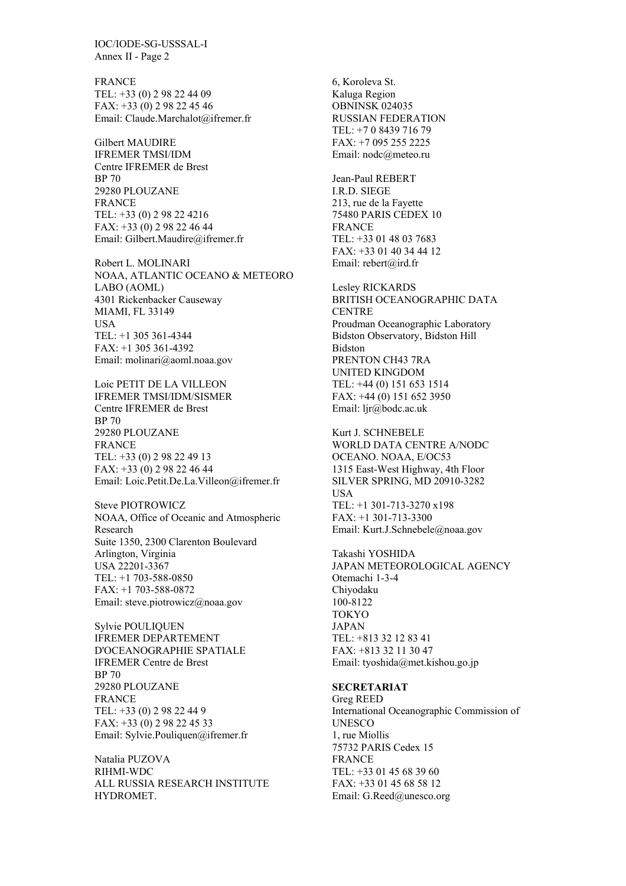FRANCE
TEL: +33 (0) 2 98 22 44 09
FAX: +33 (0) 2 98 22 45 46
Email: Claude.Marchalot@ifremer.fr

Gilbert MAUDIRE
IFREMER TMSI/IDM
Centre IFREMER de Brest
BP 70
29280 PLOUZANE
FRANCE
TEL: +33 (0) 2 98 22 4216
FAX: +33 (0) 2 98 22 46 44
Email: Gilbert.Maudire@ifremer.fr

Robert L. MOLINARI
NOAA, ATLANTIC OCEANO & METEORO LABO (AOML)
4301 Rickenbacker Causeway
MIAMI, FL 33149
USA
TEL: +1 305 361-4344
FAX: +1 305 361-4392
Email: molinari@aoml.noaa.gov

Loic PETIT DE LA VILLEON
IFREMER TMSI/IDM/SISMER
Centre IFREMER de Brest
BP 70
29280 PLOUZANE
FRANCE
TEL: +33 (0) 2 98 22 49 13
FAX: +33 (0) 2 98 22 46 44
Email: Loic.Petit.De.La.Villeon@ifremer.fr

Steve PIOTROWICZ
NOAA, Office of Oceanic and Atmospheric Research
Suite 1350, 2300 Clarenton Boulevard
Arlington, Virginia
USA 22201-3367
TEL: +1 703-588-0850
FAX: +1 703-588-0872
Email: steve.piotrowicz@noaa.gov

Sylvie POULIQUEN
IFREMER DEPARTEMENT D'OCEANOGRAPHIE SPATIALE
IFREMER Centre de Brest
BP 70
29280 PLOUZANE
FRANCE
TEL: +33 (0) 2 98 22 44 9
FAX: +33 (0) 2 98 22 45 33
Email: Sylvie.Pouliquen@ifremer.fr

Natalia PUZOVA
RIHMI-WDC
ALL RUSSIA RESEARCH INSTITUTE HYDROMET.
6, Koroleva St.
Kaluga Region
OBNINSK 024035
RUSSIAN FEDERATION
TEL: +7 0 8439 716 79
FAX: +7 095 255 2225
Email: nodc@meteo.ru

Jean-Paul REBERT
I.R.D. SIEGE
213, rue de la Fayette
75480 PARIS CEDEX 10
FRANCE
TEL: +33 01 48 03 7683
FAX: +33 01 40 34 44 12
Email: rebert@ird.fr

Lesley RICKARDS
BRITISH OCEANOGRAPHIC DATA CENTRE
Proudman Oceanographic Laboratory
Bidston Observatory, Bidston Hill
Bidston
PRENTON CH43 7RA
UNITED KINGDOM
TEL: +44 (0) 151 653 1514
FAX: +44 (0) 151 652 3950
Email: ljr@bodc.ac.uk

Kurt J. SCHNEBELE
WORLD DATA CENTRE A/NODC
OCEANO. NOAA, E/OC53
1315 East-West Highway, 4th Floor
SILVER SPRING, MD 20910-3282
USA
TEL: +1 301-713-3270 x198
FAX: +1 301-713-3300
Email: Kurt.J.Schnebele@noaa.gov

Takashi YOSHIDA
JAPAN METEOROLOGICAL AGENCY
Otemachi 1-3-4
Chiyodaku
100-8122
TOKYO
JAPAN
TEL: +813 32 12 83 41
FAX: +813 32 11 30 47
Email: tyoshida@met.kishou.go.jp

**SECRETARIAT**

Greg REED
International Oceanographic Commission of UNESCO
1, rue Miollis
75732 PARIS Cedex 15
FRANCE
TEL: +33 01 45 68 39 60
FAX: +33 01 45 68 58 12
Email: G.Reed@unesco.org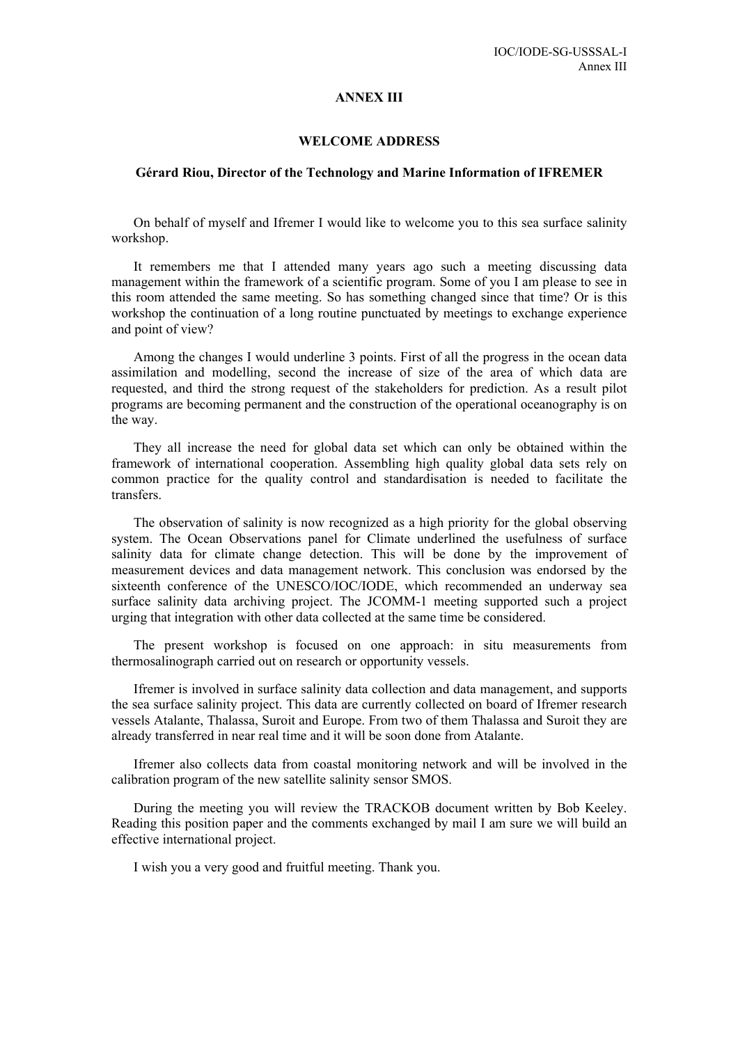# ANNEX III

## WELCOME ADDRESS

### Gérard Riou, Director of the Technology and Marine Information of IFREMER

On behalf of myself and Ifremer I would like to welcome you to this sea surface salinity workshop.

It remembers me that I attended many years ago such a meeting discussing data management within the framework of a scientific program. Some of you I am please to see in this room attended the same meeting. So has something changed since that time? Or is this workshop the continuation of a long routine punctuated by meetings to exchange experience and point of view?

Among the changes I would underline 3 points. First of all the progress in the ocean data assimilation and modelling, second the increase of size of the area of which data are requested, and third the strong request of the stakeholders for prediction. As a result pilot programs are becoming permanent and the construction of the operational oceanography is on the way.

They all increase the need for global data set which can only be obtained within the framework of international cooperation. Assembling high quality global data sets rely on common practice for the quality control and standardisation is needed to facilitate the transfers.

The observation of salinity is now recognized as a high priority for the global observing system. The Ocean Observations panel for Climate underlined the usefulness of surface salinity data for climate change detection. This will be done by the improvement of measurement devices and data management network. This conclusion was endorsed by the sixteenth conference of the UNESCO/IOC/IODE, which recommended an underway sea surface salinity data archiving project. The JCOMM-1 meeting supported such a project urging that integration with other data collected at the same time be considered.

The present workshop is focused on one approach: in situ measurements from thermosalinograph carried out on research or opportunity vessels.

Ifremer is involved in surface salinity data collection and data management, and supports the sea surface salinity project. This data are currently collected on board of Ifremer research vessels Atalante, Thalassa, Suroit and Europe. From two of them Thalassa and Suroit they are already transferred in near real time and it will be soon done from Atalante.

Ifremer also collects data from coastal monitoring network and will be involved in the calibration program of the new satellite salinity sensor SMOS.

During the meeting you will review the TRACKOB document written by Bob Keeley. Reading this position paper and the comments exchanged by mail I am sure we will build an effective international project.

I wish you a very good and fruitful meeting. Thank you.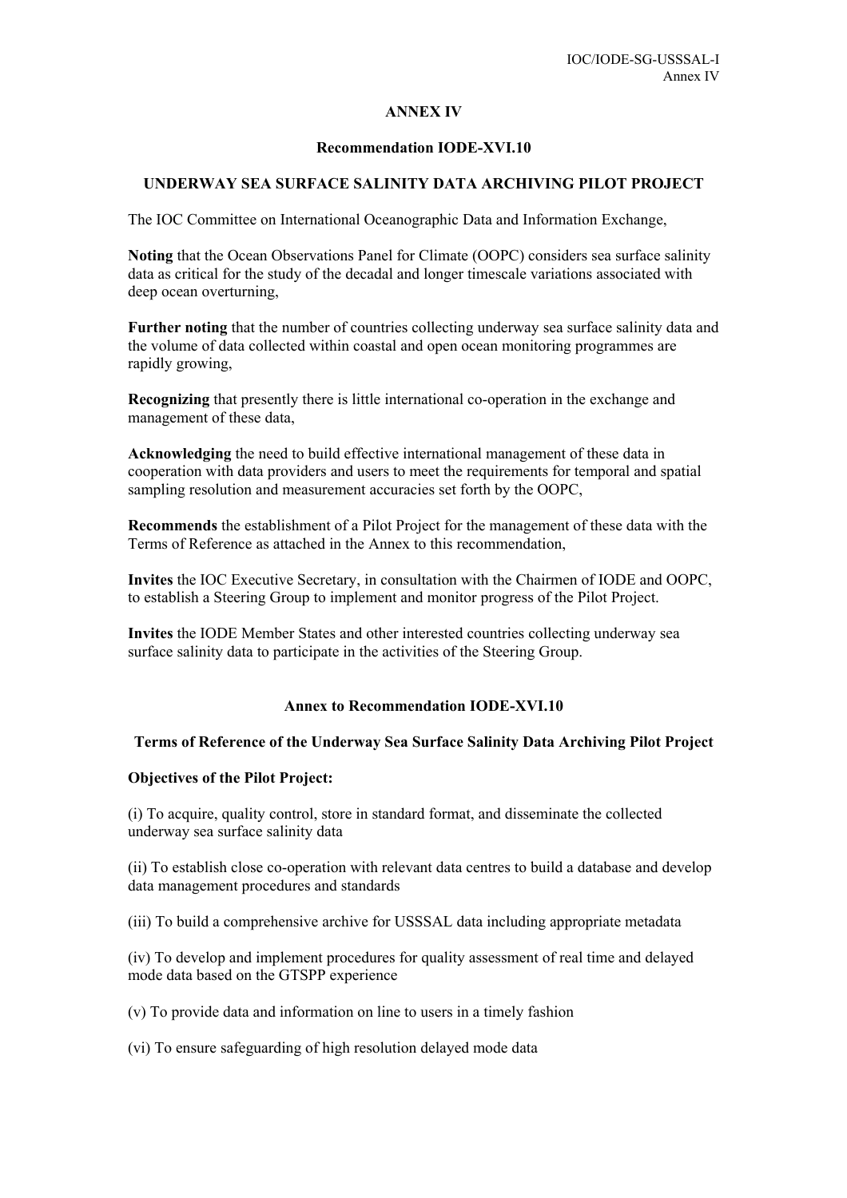# ANNEX IV

## Recommendation IODE-XVI.10

## UNDERWAY SEA SURFACE SALINITY DATA ARCHIVING PILOT PROJECT

The IOC Committee on International Oceanographic Data and Information Exchange,

**Noting** that the Ocean Observations Panel for Climate (OOPC) considers sea surface salinity data as critical for the study of the decadal and longer timescale variations associated with deep ocean overturning,

**Further noting** that the number of countries collecting underway sea surface salinity data and the volume of data collected within coastal and open ocean monitoring programmes are rapidly growing,

**Recognizing** that presently there is little international co-operation in the exchange and management of these data,

**Acknowledging** the need to build effective international management of these data in cooperation with data providers and users to meet the requirements for temporal and spatial sampling resolution and measurement accuracies set forth by the OOPC,

**Recommends** the establishment of a Pilot Project for the management of these data with the Terms of Reference as attached in the Annex to this recommendation,

**Invites** the IOC Executive Secretary, in consultation with the Chairmen of IODE and OOPC, to establish a Steering Group to implement and monitor progress of the Pilot Project.

**Invites** the IODE Member States and other interested countries collecting underway sea surface salinity data to participate in the activities of the Steering Group.

## Annex to Recommendation IODE-XVI.10

## Terms of Reference of the Underway Sea Surface Salinity Data Archiving Pilot Project

**Objectives of the Pilot Project:**

(i) To acquire, quality control, store in standard format, and disseminate the collected underway sea surface salinity data

(ii) To establish close co-operation with relevant data centres to build a database and develop data management procedures and standards

(iii) To build a comprehensive archive for USSSAL data including appropriate metadata

(iv) To develop and implement procedures for quality assessment of real time and delayed mode data based on the GTSPP experience

(v) To provide data and information on line to users in a timely fashion

(vi) To ensure safeguarding of high resolution delayed mode data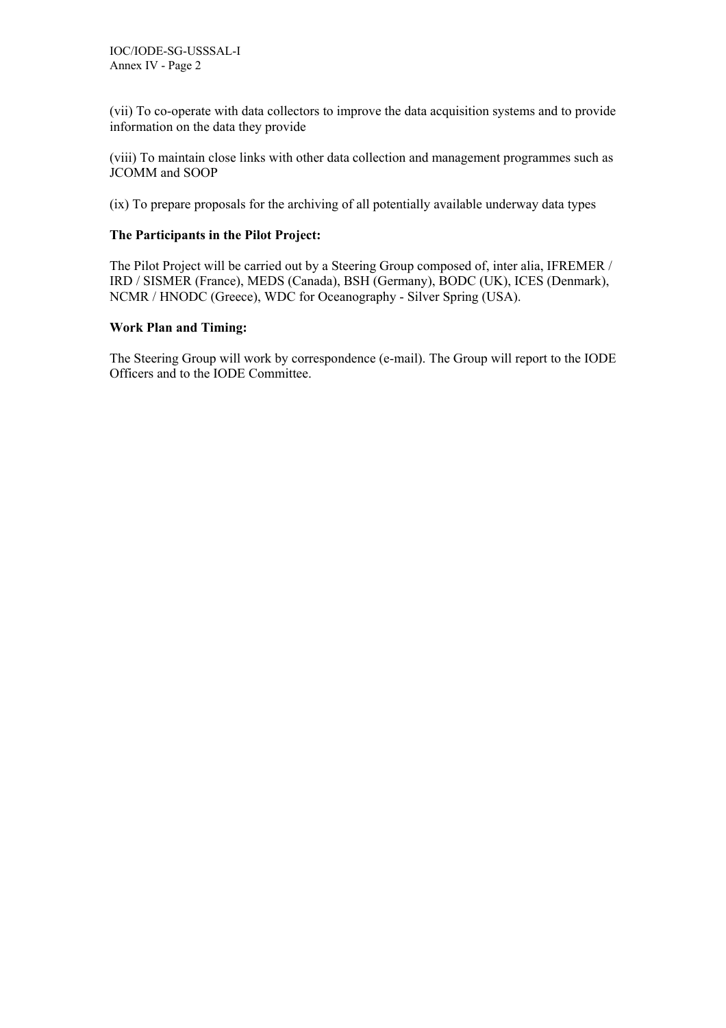(vii) To co-operate with data collectors to improve the data acquisition systems and to provide information on the data they provide

(viii) To maintain close links with other data collection and management programmes such as JCOMM and SOOP

(ix) To prepare proposals for the archiving of all potentially available underway data types

**The Participants in the Pilot Project:**

The Pilot Project will be carried out by a Steering Group composed of, inter alia, IFREMER / IRD / SISMER (France), MEDS (Canada), BSH (Germany), BODC (UK), ICES (Denmark), NCMR / HNODC (Greece), WDC for Oceanography - Silver Spring (USA).

**Work Plan and Timing:**

The Steering Group will work by correspondence (e-mail). The Group will report to the IODE Officers and to the IODE Committee.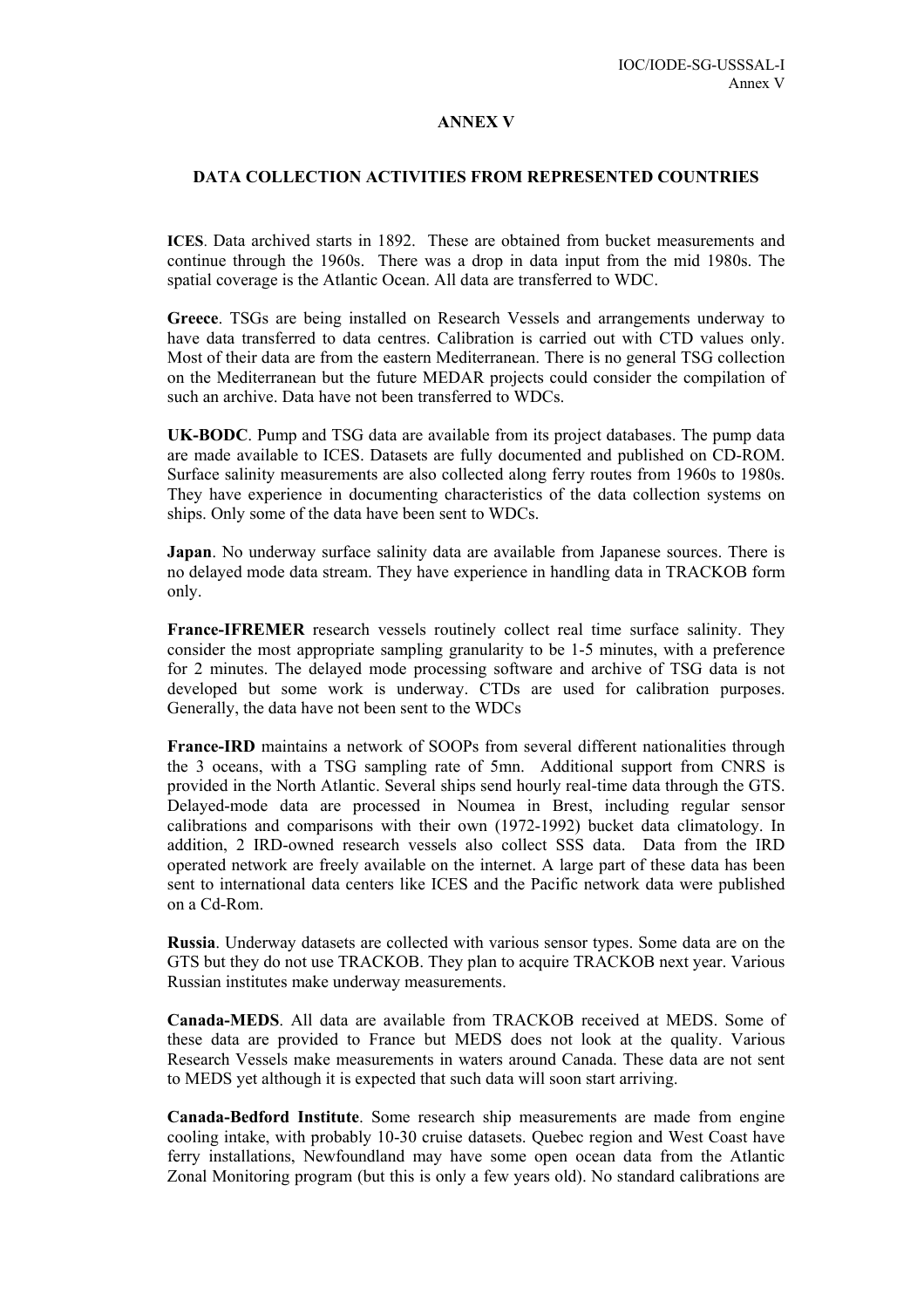# ANNEX V

## DATA COLLECTION ACTIVITIES FROM REPRESENTED COUNTRIES

**ICES**. Data archived starts in 1892. These are obtained from bucket measurements and continue through the 1960s. There was a drop in data input from the mid 1980s. The spatial coverage is the Atlantic Ocean. All data are transferred to WDC.

**Greece**. TSGs are being installed on Research Vessels and arrangements underway to have data transferred to data centres. Calibration is carried out with CTD values only. Most of their data are from the eastern Mediterranean. There is no general TSG collection on the Mediterranean but the future MEDAR projects could consider the compilation of such an archive. Data have not been transferred to WDCs.

**UK-BODC**. Pump and TSG data are available from its project databases. The pump data are made available to ICES. Datasets are fully documented and published on CD-ROM. Surface salinity measurements are also collected along ferry routes from 1960s to 1980s. They have experience in documenting characteristics of the data collection systems on ships. Only some of the data have been sent to WDCs.

**Japan**. No underway surface salinity data are available from Japanese sources. There is no delayed mode data stream. They have experience in handling data in TRACKOB form only.

**France-IFREMER** research vessels routinely collect real time surface salinity. They consider the most appropriate sampling granularity to be 1-5 minutes, with a preference for 2 minutes. The delayed mode processing software and archive of TSG data is not developed but some work is underway. CTDs are used for calibration purposes. Generally, the data have not been sent to the WDCs

**France-IRD** maintains a network of SOOPs from several different nationalities through the 3 oceans, with a TSG sampling rate of 5mn. Additional support from CNRS is provided in the North Atlantic. Several ships send hourly real-time data through the GTS. Delayed-mode data are processed in Noumea in Brest, including regular sensor calibrations and comparisons with their own (1972-1992) bucket data climatology. In addition, 2 IRD-owned research vessels also collect SSS data. Data from the IRD operated network are freely available on the internet. A large part of these data has been sent to international data centers like ICES and the Pacific network data were published on a Cd-Rom.

**Russia**. Underway datasets are collected with various sensor types. Some data are on the GTS but they do not use TRACKOB. They plan to acquire TRACKOB next year. Various Russian institutes make underway measurements.

**Canada-MEDS**. All data are available from TRACKOB received at MEDS. Some of these data are provided to France but MEDS does not look at the quality. Various Research Vessels make measurements in waters around Canada. These data are not sent to MEDS yet although it is expected that such data will soon start arriving.

**Canada-Bedford Institute**. Some research ship measurements are made from engine cooling intake, with probably 10-30 cruise datasets. Quebec region and West Coast have ferry installations, Newfoundland may have some open ocean data from the Atlantic Zonal Monitoring program (but this is only a few years old). No standard calibrations are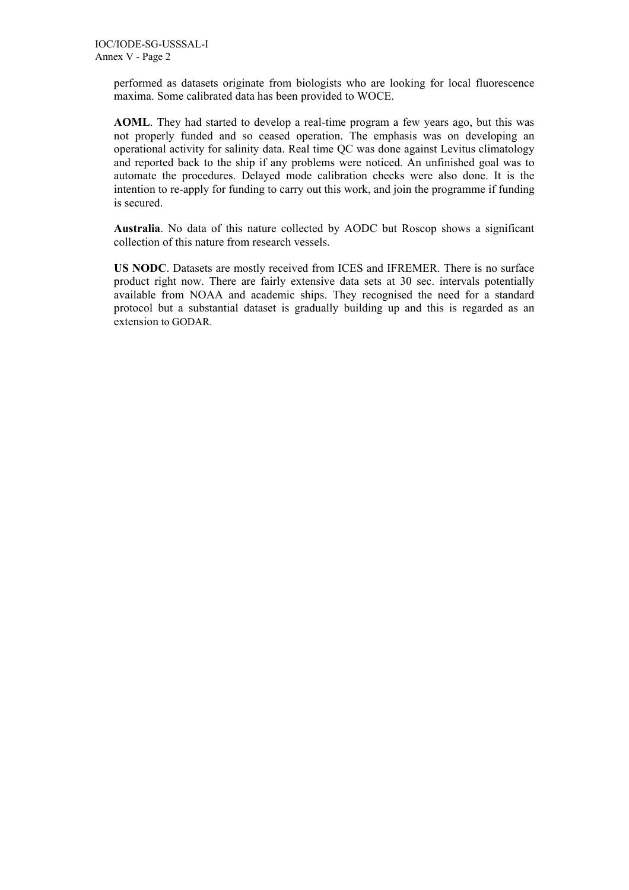performed as datasets originate from biologists who are looking for local fluorescence maxima. Some calibrated data has been provided to WOCE.

**AOML**. They had started to develop a real-time program a few years ago, but this was not properly funded and so ceased operation. The emphasis was on developing an operational activity for salinity data. Real time QC was done against Levitus climatology and reported back to the ship if any problems were noticed. An unfinished goal was to automate the procedures. Delayed mode calibration checks were also done. It is the intention to re-apply for funding to carry out this work, and join the programme if funding is secured.

**Australia**. No data of this nature collected by AODC but Roscop shows a significant collection of this nature from research vessels.

**US NODC**. Datasets are mostly received from ICES and IFREMER. There is no surface product right now. There are fairly extensive data sets at 30 sec. intervals potentially available from NOAA and academic ships. They recognised the need for a standard protocol but a substantial dataset is gradually building up and this is regarded as an extension to GODAR.